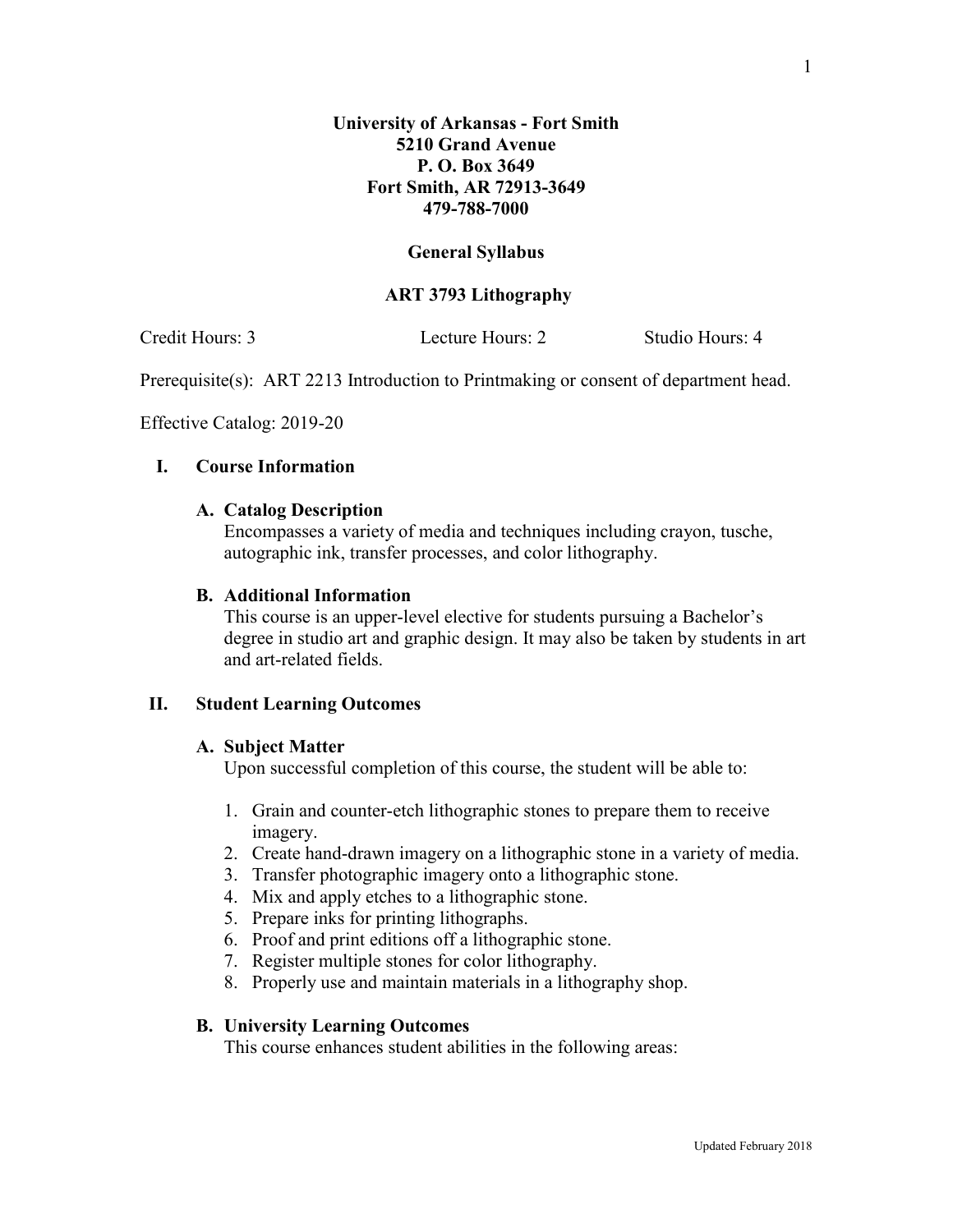**University of Arkansas - Fort Smith**
**5210 Grand Avenue**
**P. O. Box 3649**
**Fort Smith, AR 72913-3649**
**479-788-7000**

**General Syllabus**

**ART 3793 Lithography**

Credit Hours: 3 Lecture Hours: 2 Studio Hours: 4

Prerequisite(s): ART 2213 Introduction to Printmaking or consent of department head.

Effective Catalog: 2019-20

## I. Course Information

### A. Catalog Description

Encompasses a variety of media and techniques including crayon, tusche, autographic ink, transfer processes, and color lithography.

### B. Additional Information

This course is an upper-level elective for students pursuing a Bachelor's degree in studio art and graphic design. It may also be taken by students in art and art-related fields.

## II. Student Learning Outcomes

### A. Subject Matter

Upon successful completion of this course, the student will be able to:

1. Grain and counter-etch lithographic stones to prepare them to receive imagery.
2. Create hand-drawn imagery on a lithographic stone in a variety of media.
3. Transfer photographic imagery onto a lithographic stone.
4. Mix and apply etches to a lithographic stone.
5. Prepare inks for printing lithographs.
6. Proof and print editions off a lithographic stone.
7. Register multiple stones for color lithography.
8. Properly use and maintain materials in a lithography shop.

### B. University Learning Outcomes

This course enhances student abilities in the following areas: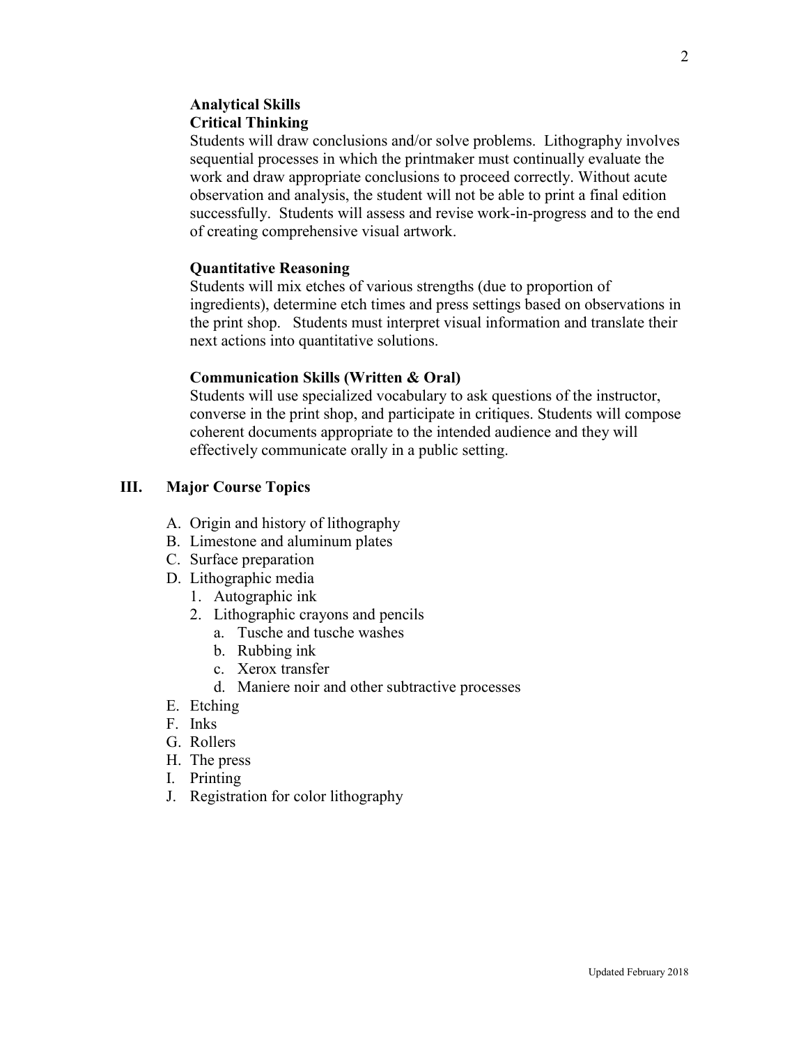**Analytical Skills**
**Critical Thinking**

Students will draw conclusions and/or solve problems. Lithography involves sequential processes in which the printmaker must continually evaluate the work and draw appropriate conclusions to proceed correctly. Without acute observation and analysis, the student will not be able to print a final edition successfully. Students will assess and revise work-in-progress and to the end of creating comprehensive visual artwork.

**Quantitative Reasoning**

Students will mix etches of various strengths (due to proportion of ingredients), determine etch times and press settings based on observations in the print shop. Students must interpret visual information and translate their next actions into quantitative solutions.

**Communication Skills (Written & Oral)**

Students will use specialized vocabulary to ask questions of the instructor, converse in the print shop, and participate in critiques. Students will compose coherent documents appropriate to the intended audience and they will effectively communicate orally in a public setting.

## III. Major Course Topics

A. Origin and history of lithography
B. Limestone and aluminum plates
C. Surface preparation
D. Lithographic media
   1. Autographic ink
   2. Lithographic crayons and pencils
      a. Tusche and tusche washes
      b. Rubbing ink
      c. Xerox transfer
      d. Maniere noir and other subtractive processes
E. Etching
F. Inks
G. Rollers
H. The press
I. Printing
J. Registration for color lithography

Updated February 2018